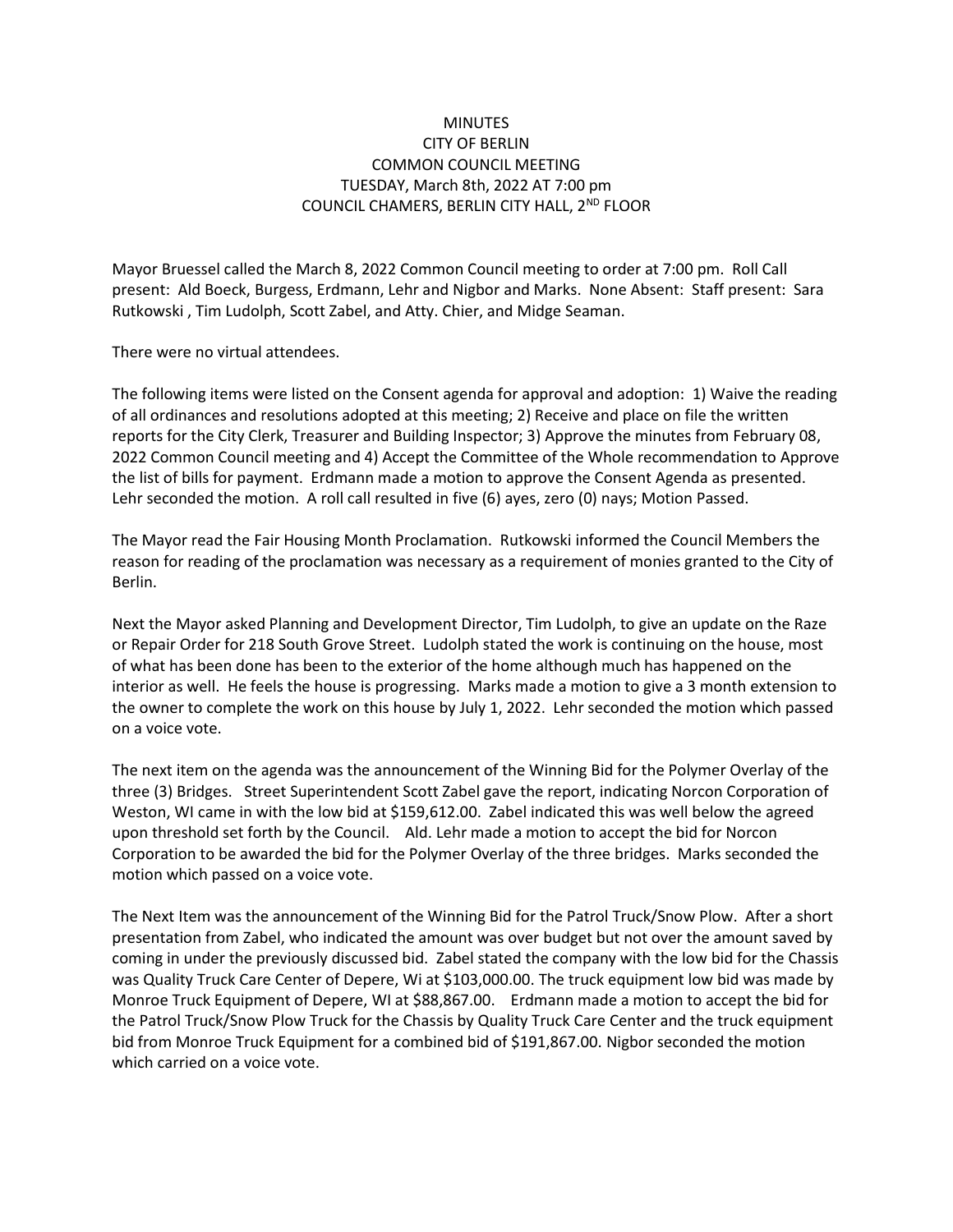MINUTES
CITY OF BERLIN
COMMON COUNCIL MEETING
TUESDAY, March 8th, 2022 AT 7:00 pm
COUNCIL CHAMERS, BERLIN CITY HALL, 2ND FLOOR

Mayor Bruessel called the March 8, 2022 Common Council meeting to order at 7:00 pm. Roll Call present: Ald Boeck, Burgess, Erdmann, Lehr and Nigbor and Marks. None Absent: Staff present: Sara Rutkowski , Tim Ludolph, Scott Zabel, and Atty. Chier, and Midge Seaman.

There were no virtual attendees.

The following items were listed on the Consent agenda for approval and adoption: 1) Waive the reading of all ordinances and resolutions adopted at this meeting; 2) Receive and place on file the written reports for the City Clerk, Treasurer and Building Inspector; 3) Approve the minutes from February 08, 2022 Common Council meeting and 4) Accept the Committee of the Whole recommendation to Approve the list of bills for payment. Erdmann made a motion to approve the Consent Agenda as presented. Lehr seconded the motion. A roll call resulted in five (6) ayes, zero (0) nays; Motion Passed.

The Mayor read the Fair Housing Month Proclamation. Rutkowski informed the Council Members the reason for reading of the proclamation was necessary as a requirement of monies granted to the City of Berlin.

Next the Mayor asked Planning and Development Director, Tim Ludolph, to give an update on the Raze or Repair Order for 218 South Grove Street. Ludolph stated the work is continuing on the house, most of what has been done has been to the exterior of the home although much has happened on the interior as well. He feels the house is progressing. Marks made a motion to give a 3 month extension to the owner to complete the work on this house by July 1, 2022. Lehr seconded the motion which passed on a voice vote.

The next item on the agenda was the announcement of the Winning Bid for the Polymer Overlay of the three (3) Bridges. Street Superintendent Scott Zabel gave the report, indicating Norcon Corporation of Weston, WI came in with the low bid at $159,612.00. Zabel indicated this was well below the agreed upon threshold set forth by the Council. Ald. Lehr made a motion to accept the bid for Norcon Corporation to be awarded the bid for the Polymer Overlay of the three bridges. Marks seconded the motion which passed on a voice vote.

The Next Item was the announcement of the Winning Bid for the Patrol Truck/Snow Plow. After a short presentation from Zabel, who indicated the amount was over budget but not over the amount saved by coming in under the previously discussed bid. Zabel stated the company with the low bid for the Chassis was Quality Truck Care Center of Depere, Wi at $103,000.00. The truck equipment low bid was made by Monroe Truck Equipment of Depere, WI at $88,867.00. Erdmann made a motion to accept the bid for the Patrol Truck/Snow Plow Truck for the Chassis by Quality Truck Care Center and the truck equipment bid from Monroe Truck Equipment for a combined bid of $191,867.00. Nigbor seconded the motion which carried on a voice vote.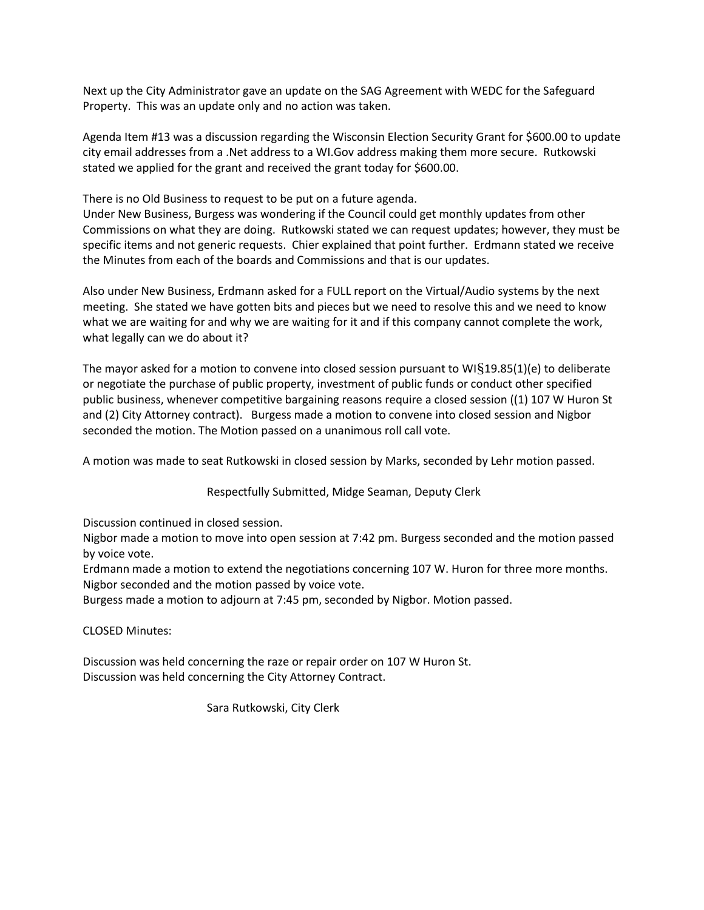Next up the City Administrator gave an update on the SAG Agreement with WEDC for the Safeguard Property. This was an update only and no action was taken.

Agenda Item #13 was a discussion regarding the Wisconsin Election Security Grant for $600.00 to update city email addresses from a .Net address to a WI.Gov address making them more secure. Rutkowski stated we applied for the grant and received the grant today for $600.00.

There is no Old Business to request to be put on a future agenda.
Under New Business, Burgess was wondering if the Council could get monthly updates from other Commissions on what they are doing. Rutkowski stated we can request updates; however, they must be specific items and not generic requests. Chier explained that point further. Erdmann stated we receive the Minutes from each of the boards and Commissions and that is our updates.

Also under New Business, Erdmann asked for a FULL report on the Virtual/Audio systems by the next meeting. She stated we have gotten bits and pieces but we need to resolve this and we need to know what we are waiting for and why we are waiting for it and if this company cannot complete the work, what legally can we do about it?

The mayor asked for a motion to convene into closed session pursuant to WI§19.85(1)(e) to deliberate or negotiate the purchase of public property, investment of public funds or conduct other specified public business, whenever competitive bargaining reasons require a closed session ((1) 107 W Huron St and (2) City Attorney contract). Burgess made a motion to convene into closed session and Nigbor seconded the motion. The Motion passed on a unanimous roll call vote.

A motion was made to seat Rutkowski in closed session by Marks, seconded by Lehr motion passed.

Respectfully Submitted, Midge Seaman, Deputy Clerk

Discussion continued in closed session.
Nigbor made a motion to move into open session at 7:42 pm. Burgess seconded and the motion passed by voice vote.
Erdmann made a motion to extend the negotiations concerning 107 W. Huron for three more months. Nigbor seconded and the motion passed by voice vote.
Burgess made a motion to adjourn at 7:45 pm, seconded by Nigbor. Motion passed.

CLOSED Minutes:

Discussion was held concerning the raze or repair order on 107 W Huron St.
Discussion was held concerning the City Attorney Contract.

Sara Rutkowski, City Clerk